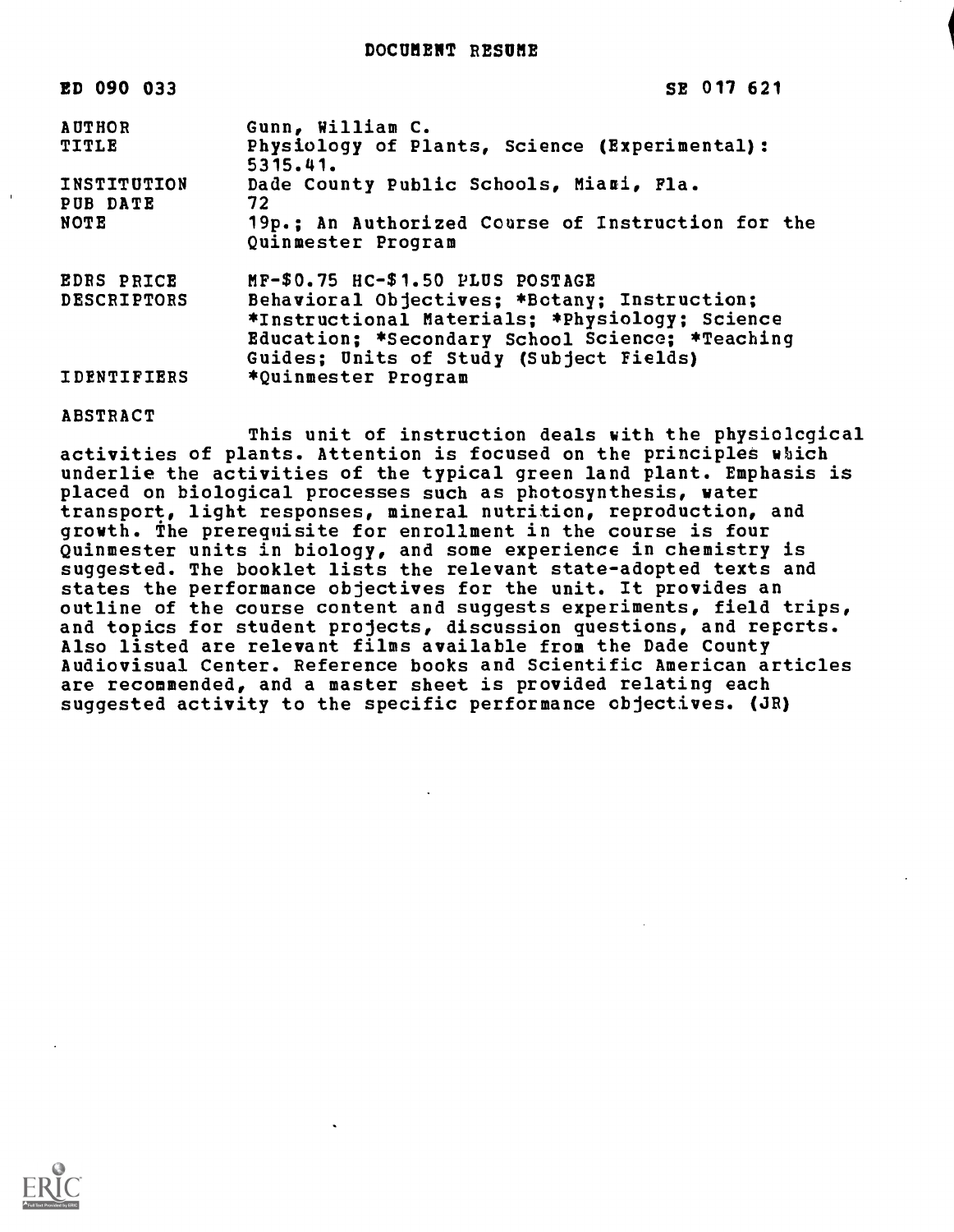# DOCUMENT RESUME

| | |
|---|---|
| ED 090 033 | SE 017 621 |
| AUTHOR | Gunn, William C. |
| TITLE | Physiology of Plants, Science (Experimental): 5315.41. |
| INSTITUTION | Dade County Public Schools, Miami, Fla. |
| PUB DATE | 72 |
| NOTE | 19p.; An Authorized Course of Instruction for the Quinmester Program |
| EDRS PRICE | MF-$0.75 HC-$1.50 PLUS POSTAGE |
| DESCRIPTORS | Behavioral Objectives; *Botany; Instruction; *Instructional Materials; *Physiology; Science Education; *Secondary School Science; *Teaching Guides; Units of Study (Subject Fields) |
| IDENTIFIERS | *Quinmester Program |

## ABSTRACT

This unit of instruction deals with the physiological activities of plants. Attention is focused on the principles which underlie the activities of the typical green land plant. Emphasis is placed on biological processes such as photosynthesis, water transport, light responses, mineral nutrition, reproduction, and growth. The prerequisite for enrollment in the course is four Quinmester units in biology, and some experience in chemistry is suggested. The booklet lists the relevant state-adopted texts and states the performance objectives for the unit. It provides an outline of the course content and suggests experiments, field trips, and topics for student projects, discussion questions, and reports. Also listed are relevant films available from the Dade County Audiovisual Center. Reference books and Scientific American articles are recommended, and a master sheet is provided relating each suggested activity to the specific performance objectives. (JR)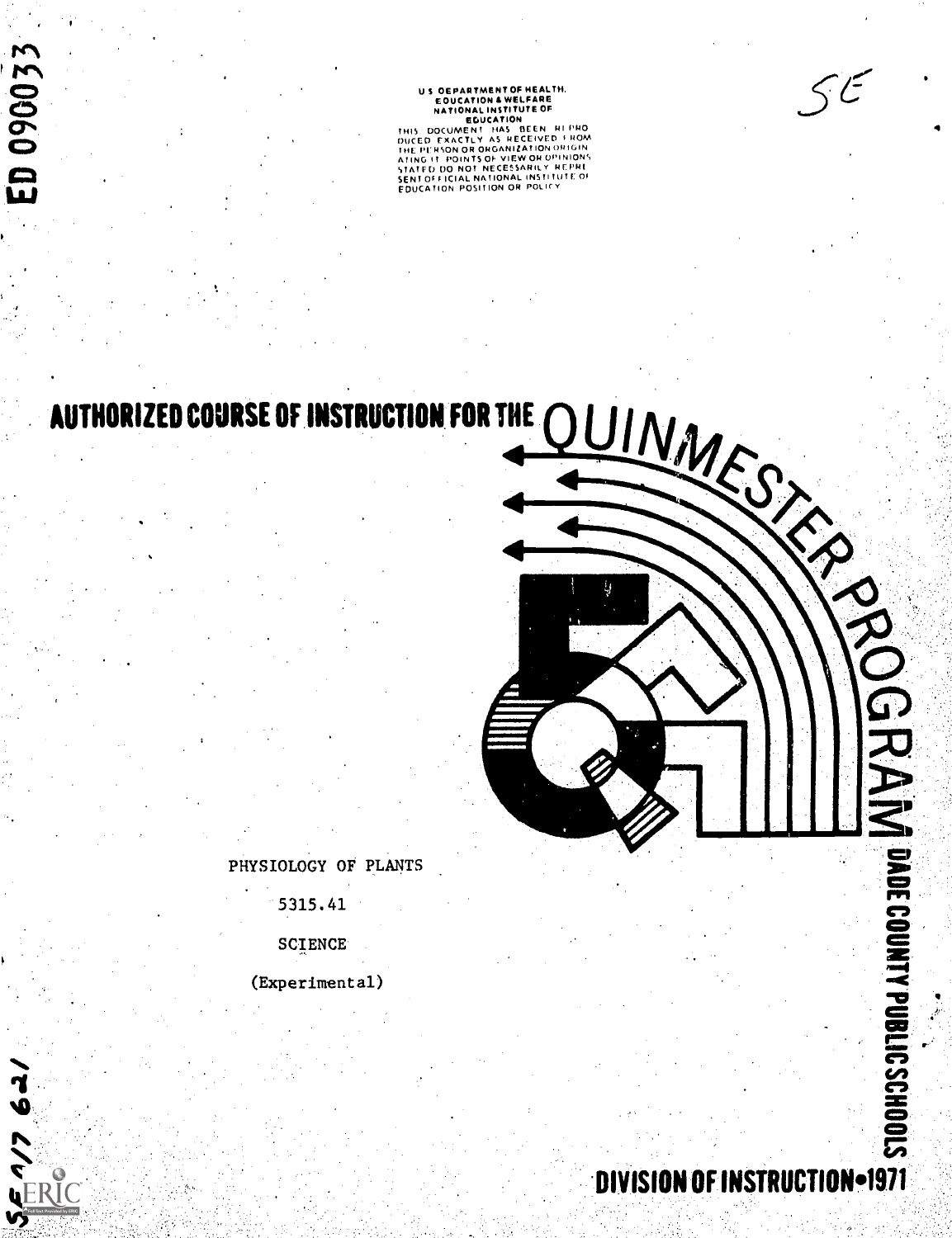ED 090033

U S DEPARTMENT OF HEALTH, EDUCATION & WELFARE
NATIONAL INSTITUTE OF EDUCATION
THIS DOCUMENT HAS BEEN REPRODUCED EXACTLY AS RECEIVED FROM THE PERSON OR ORGANIZATION ORIGINATING IT. POINTS OF VIEW OR OPINIONS STATED DO NOT NECESSARILY REPRESENT OFFICIAL NATIONAL INSTITUTE OF EDUCATION POSITION OR POLICY

SE

# AUTHORIZED COURSE OF INSTRUCTION FOR THE QUINMESTER PROGRAM

PHYSIOLOGY OF PLANTS

5315.41

SCIENCE

(Experimental)

DADE COUNTY PUBLIC SCHOOLS

DIVISION OF INSTRUCTION•1971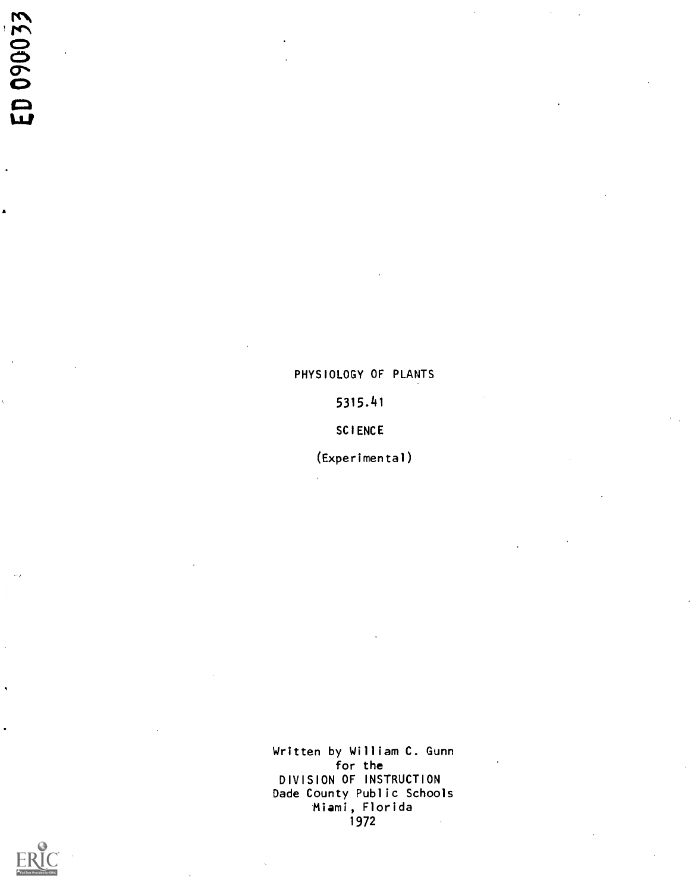ED 090033

PHYSIOLOGY OF PLANTS

5315.41

SCIENCE

(Experimental)

Written by William C. Gunn
for the
DIVISION OF INSTRUCTION
Dade County Public Schools
Miami, Florida
1972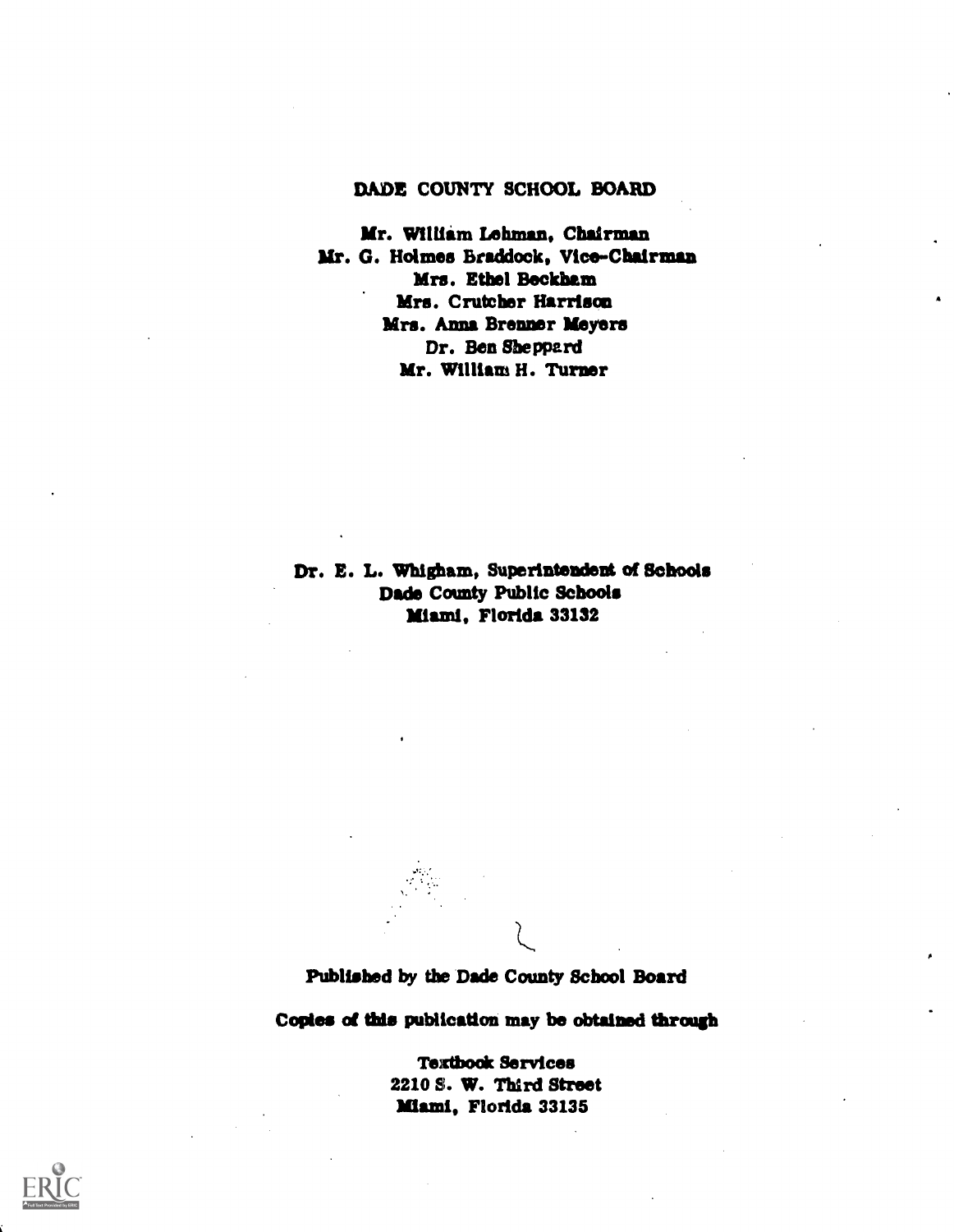DADE COUNTY SCHOOL BOARD

Mr. William Lehman, Chairman
Mr. G. Holmes Braddock, Vice-Chairman
Mrs. Ethel Beckham
Mrs. Crutcher Harrison
Mrs. Anna Brenner Meyers
Dr. Ben Sheppard
Mr. William H. Turner

Dr. E. L. Whigham, Superintendent of Schools
Dade County Public Schools
Miami, Florida 33132

Published by the Dade County School Board

Copies of this publication may be obtained through

Textbook Services
2210 S. W. Third Street
Miami, Florida 33135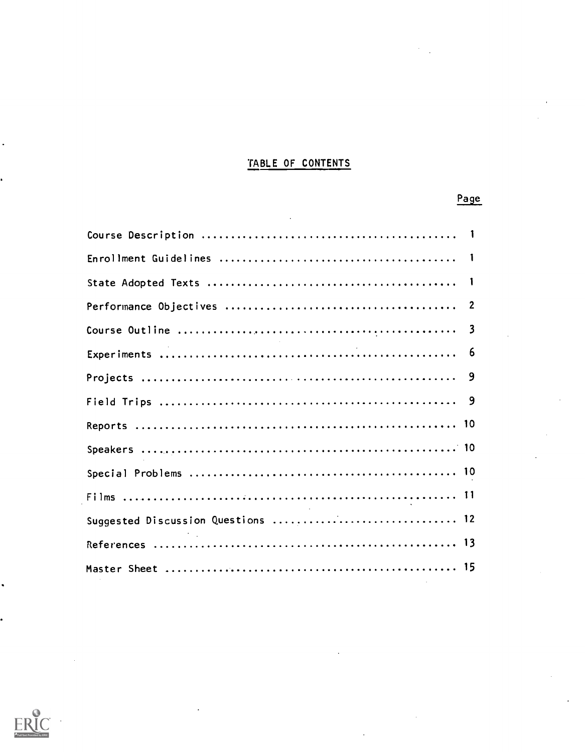# TABLE OF CONTENTS

| | Page |
|---|---|
| Course Description | 1 |
| Enrollment Guidelines | 1 |
| State Adopted Texts | 1 |
| Performance Objectives | 2 |
| Course Outline | 3 |
| Experiments | 6 |
| Projects | 9 |
| Field Trips | 9 |
| Reports | 10 |
| Speakers | 10 |
| Special Problems | 10 |
| Films | 11 |
| Suggested Discussion Questions | 12 |
| References | 13 |
| Master Sheet | 15 |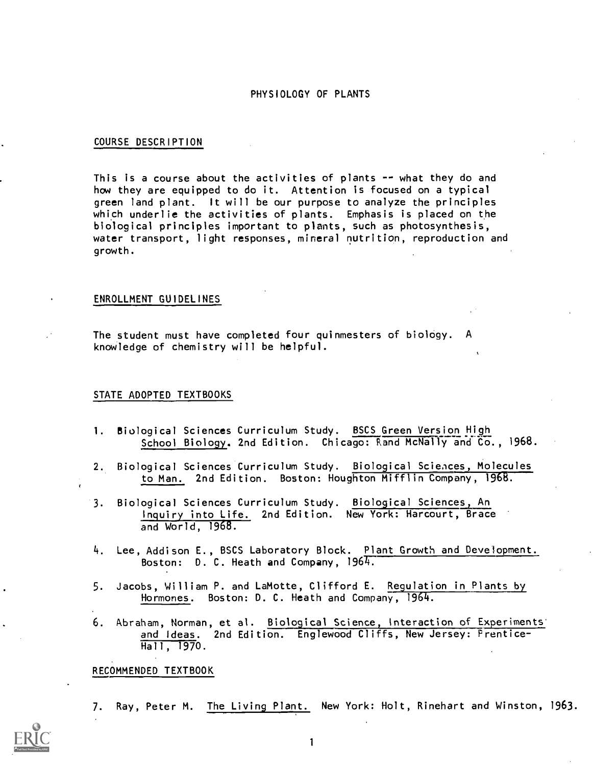# PHYSIOLOGY OF PLANTS

## COURSE DESCRIPTION

This is a course about the activities of plants -- what they do and how they are equipped to do it. Attention is focused on a typical green land plant. It will be our purpose to analyze the principles which underlie the activities of plants. Emphasis is placed on the biological principles important to plants, such as photosynthesis, water transport, light responses, mineral nutrition, reproduction and growth.

## ENROLLMENT GUIDELINES

The student must have completed four quinmesters of biology. A knowledge of chemistry will be helpful.

## STATE ADOPTED TEXTBOOKS

1. Biological Sciences Curriculum Study. BSCS Green Version High School Biology. 2nd Edition. Chicago: Rand McNally and Co., 1968.

2. Biological Sciences Curriculum Study. Biological Sciences, Molecules to Man. 2nd Edition. Boston: Houghton Mifflin Company, 1968.

3. Biological Sciences Curriculum Study. Biological Sciences, An Inquiry into Life. 2nd Edition. New York: Harcourt, Brace and World, 1968.

4. Lee, Addison E., BSCS Laboratory Block. Plant Growth and Development. Boston: D. C. Heath and Company, 1964.

5. Jacobs, William P. and LaMotte, Clifford E. Regulation in Plants by Hormones. Boston: D. C. Heath and Company, 1964.

6. Abraham, Norman, et al. Biological Science, Interaction of Experiments and Ideas. 2nd Edition. Englewood Cliffs, New Jersey: Prentice-Hall, 1970.

## RECOMMENDED TEXTBOOK

7. Ray, Peter M. The Living Plant. New York: Holt, Rinehart and Winston, 1963.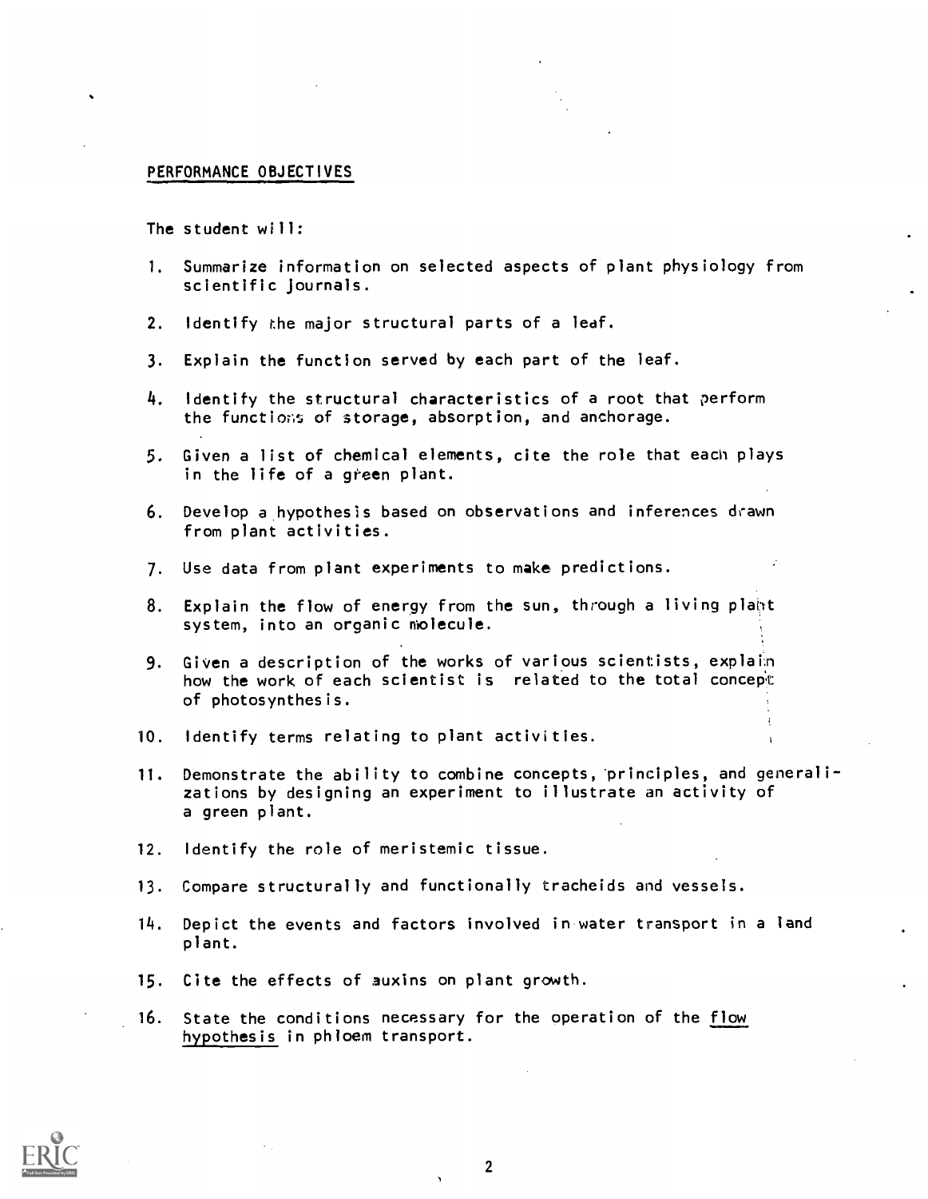## PERFORMANCE OBJECTIVES

The student will:

1. Summarize information on selected aspects of plant physiology from scientific journals.
2. Identify the major structural parts of a leaf.
3. Explain the function served by each part of the leaf.
4. Identify the structural characteristics of a root that perform the functions of storage, absorption, and anchorage.
5. Given a list of chemical elements, cite the role that each plays in the life of a green plant.
6. Develop a hypothesis based on observations and inferences drawn from plant activities.
7. Use data from plant experiments to make predictions.
8. Explain the flow of energy from the sun, through a living plant system, into an organic molecule.
9. Given a description of the works of various scientists, explain how the work of each scientist is related to the total concept of photosynthesis.
10. Identify terms relating to plant activities.
11. Demonstrate the ability to combine concepts, principles, and generalizations by designing an experiment to illustrate an activity of a green plant.
12. Identify the role of meristemic tissue.
13. Compare structurally and functionally tracheids and vessels.
14. Depict the events and factors involved in water transport in a land plant.
15. Cite the effects of auxins on plant growth.
16. State the conditions necessary for the operation of the <u>flow hypothesis</u> in phloem transport.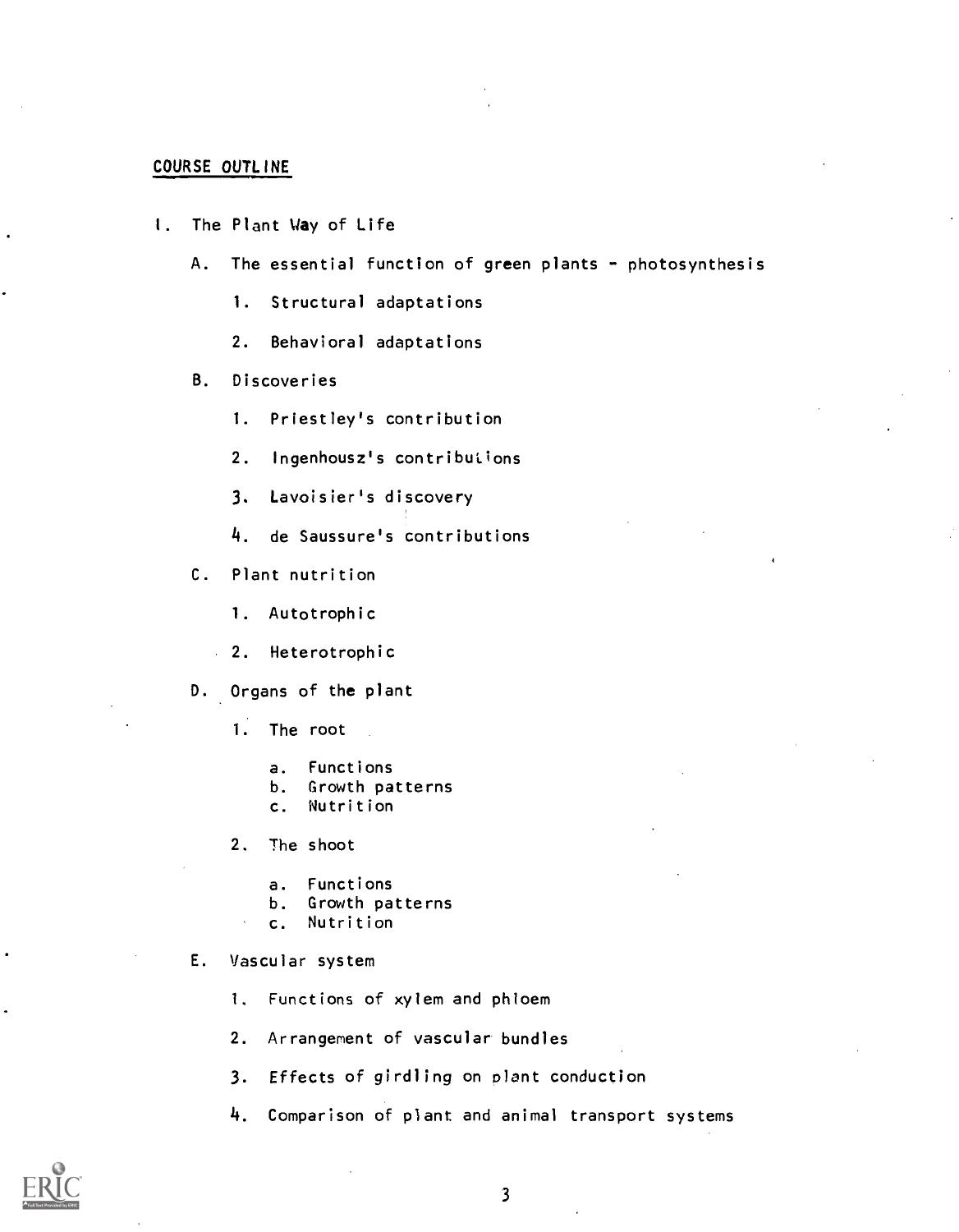## COURSE OUTLINE

I. The Plant Way of Life

   A. The essential function of green plants - photosynthesis

      1. Structural adaptations

      2. Behavioral adaptations

   B. Discoveries

      1. Priestley's contribution

      2. Ingenhousz's contributions

      3. Lavoisier's discovery

      4. de Saussure's contributions

   C. Plant nutrition

      1. Autotrophic

      2. Heterotrophic

   D. Organs of the plant

      1. The root

         a. Functions
         b. Growth patterns
         c. Nutrition

      2. The shoot

         a. Functions
         b. Growth patterns
         c. Nutrition

   E. Vascular system

      1. Functions of xylem and phloem

      2. Arrangement of vascular bundles

      3. Effects of girdling on plant conduction

      4. Comparison of plant and animal transport systems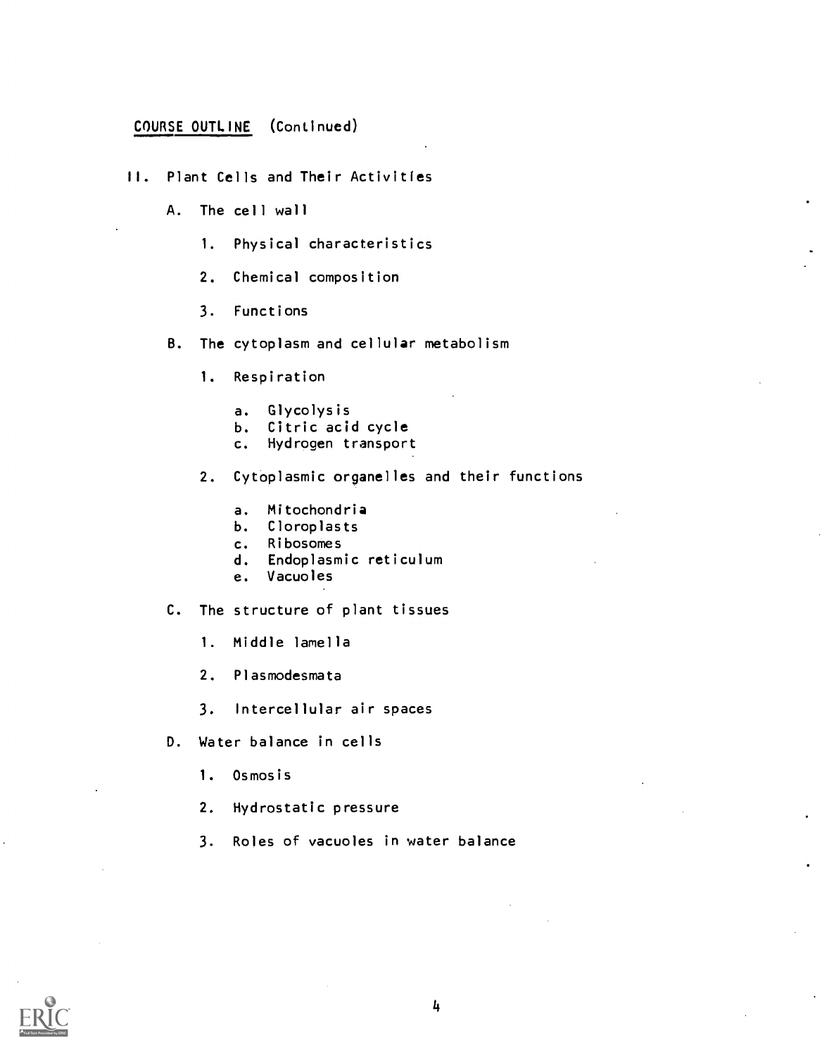## COURSE OUTLINE (Continued)

II. Plant Cells and Their Activities

   A. The cell wall

      1. Physical characteristics

      2. Chemical composition

      3. Functions

   B. The cytoplasm and cellular metabolism

      1. Respiration

         a. Glycolysis
         b. Citric acid cycle
         c. Hydrogen transport

      2. Cytoplasmic organelles and their functions

         a. Mitochondria
         b. Cloroplasts
         c. Ribosomes
         d. Endoplasmic reticulum
         e. Vacuoles

   C. The structure of plant tissues

      1. Middle lamella

      2. Plasmodesmata

      3. Intercellular air spaces

   D. Water balance in cells

      1. Osmosis

      2. Hydrostatic pressure

      3. Roles of vacuoles in water balance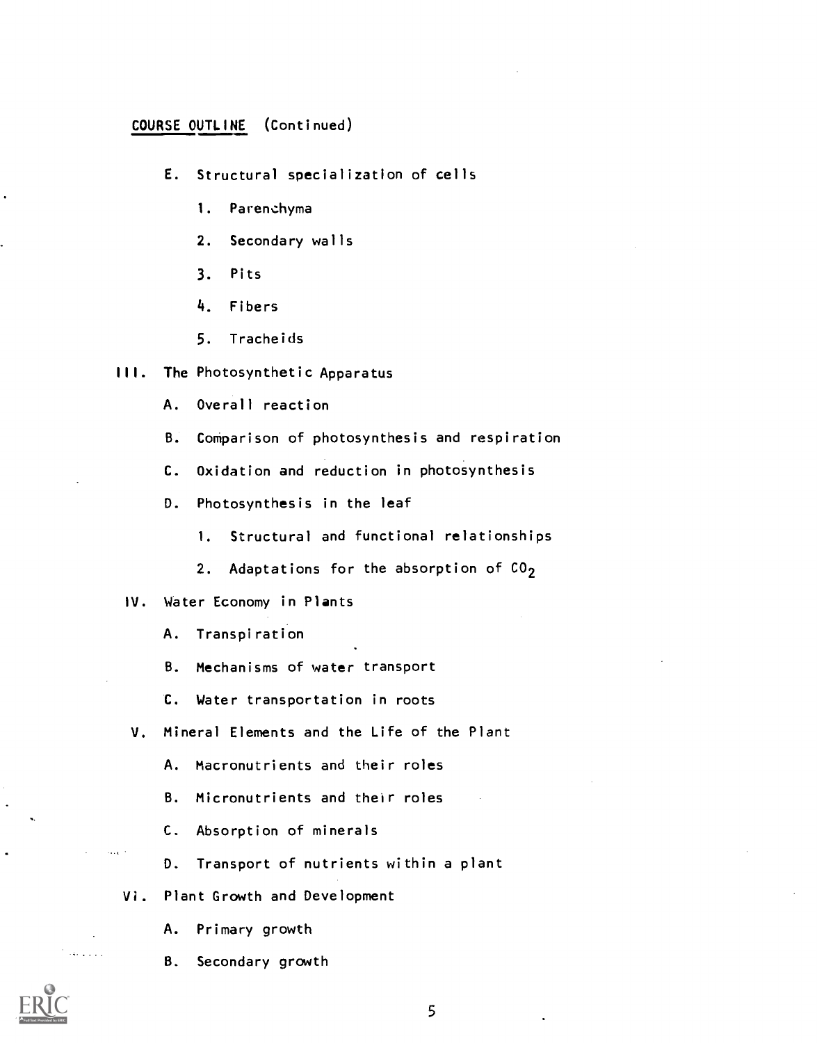**COURSE OUTLINE** (Continued)

- E. Structural specialization of cells
    1. Parenchyma
    2. Secondary walls
    3. Pits
    4. Fibers
    5. Tracheids

III. The Photosynthetic Apparatus

- A. Overall reaction
- B. Comparison of photosynthesis and respiration
- C. Oxidation and reduction in photosynthesis
- D. Photosynthesis in the leaf
    1. Structural and functional relationships
    2. Adaptations for the absorption of $CO_2$

IV. Water Economy in Plants

- A. Transpiration
- B. Mechanisms of water transport
- C. Water transportation in roots

V. Mineral Elements and the Life of the Plant

- A. Macronutrients and their roles
- B. Micronutrients and their roles
- C. Absorption of minerals
- D. Transport of nutrients within a plant

VI. Plant Growth and Development

- A. Primary growth
- B. Secondary growth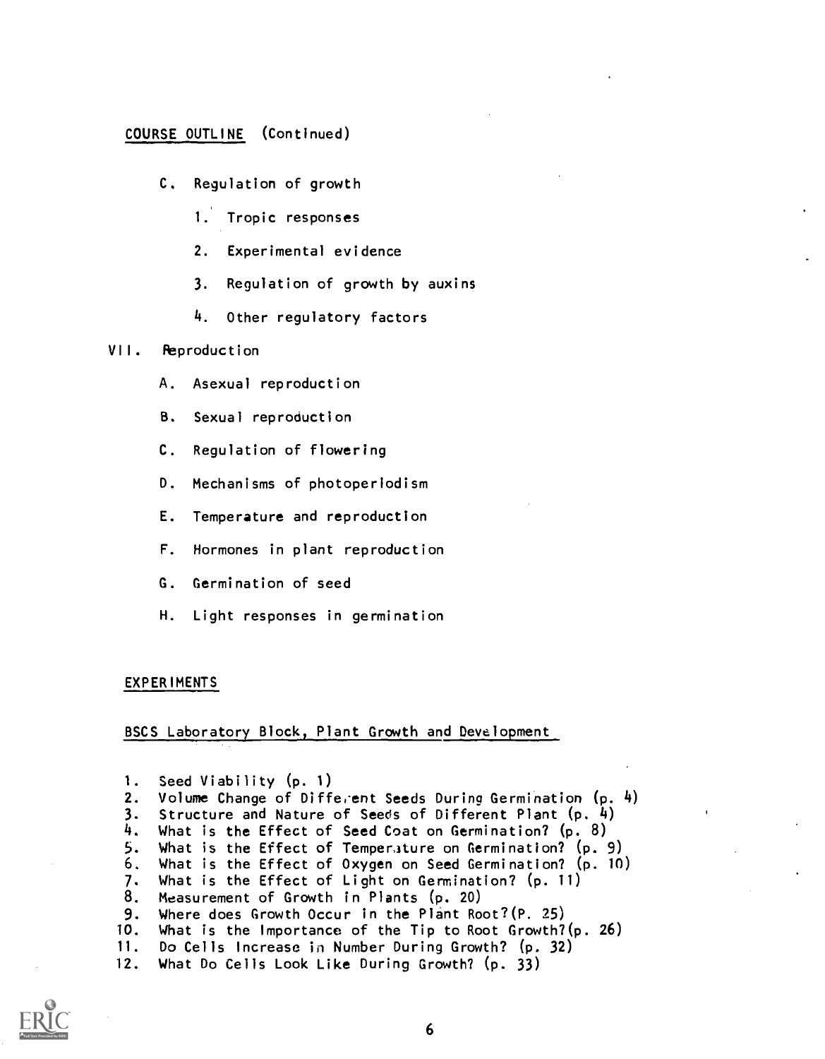COURSE OUTLINE (Continued)

- C. Regulation of growth
  1. Tropic responses
  2. Experimental evidence
  3. Regulation of growth by auxins
  4. Other regulatory factors

VII. Reproduction

- A. Asexual reproduction
- B. Sexual reproduction
- C. Regulation of flowering
- D. Mechanisms of photoperiodism
- E. Temperature and reproduction
- F. Hormones in plant reproduction
- G. Germination of seed
- H. Light responses in germination

EXPERIMENTS

BSCS Laboratory Block, Plant Growth and Development

1. Seed Viability (p. 1)
2. Volume Change of Different Seeds During Germination (p. 4)
3. Structure and Nature of Seeds of Different Plant (p. 4)
4. What is the Effect of Seed Coat on Germination? (p. 8)
5. What is the Effect of Temperature on Germination? (p. 9)
6. What is the Effect of Oxygen on Seed Germination? (p. 10)
7. What is the Effect of Light on Germination? (p. 11)
8. Measurement of Growth in Plants (p. 20)
9. Where does Growth Occur in the Plant Root?(P. 25)
10. What is the Importance of the Tip to Root Growth?(p. 26)
11. Do Cells Increase in Number During Growth? (p. 32)
12. What Do Cells Look Like During Growth? (p. 33)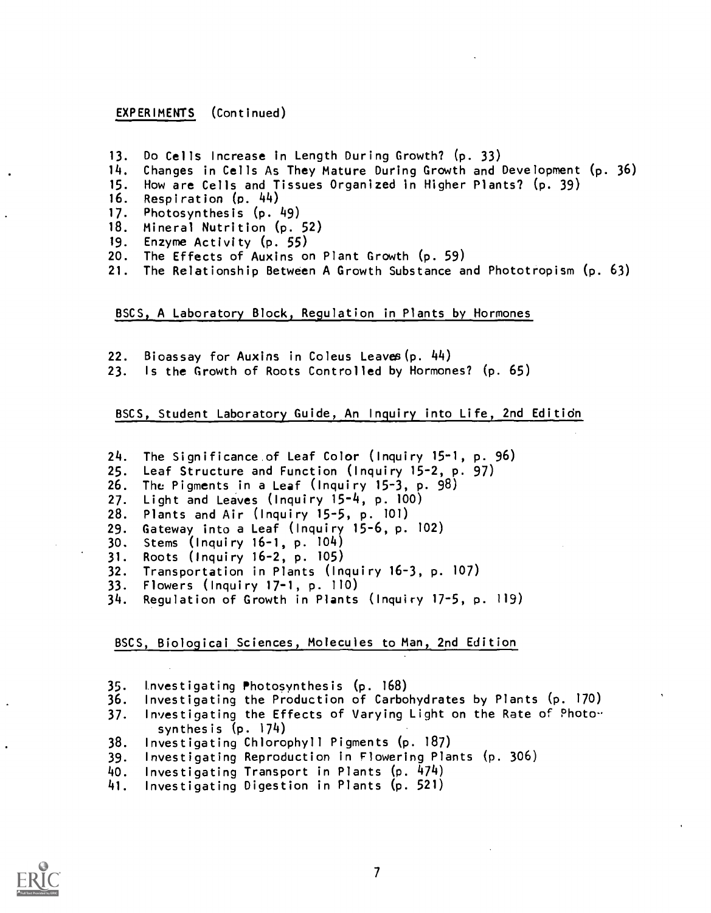EXPERIMENTS (Continued)

13. Do Cells Increase in Length During Growth? (p. 33)
14. Changes in Cells As They Mature During Growth and Development (p. 36)
15. How are Cells and Tissues Organized in Higher Plants? (p. 39)
16. Respiration (p. 44)
17. Photosynthesis (p. 49)
18. Mineral Nutrition (p. 52)
19. Enzyme Activity (p. 55)
20. The Effects of Auxins on Plant Growth (p. 59)
21. The Relationship Between A Growth Substance and Phototropism (p. 63)

BSCS, A Laboratory Block, Regulation in Plants by Hormones

22. Bioassay for Auxins in Coleus Leaves (p. 44)
23. Is the Growth of Roots Controlled by Hormones? (p. 65)

BSCS, Student Laboratory Guide, An Inquiry into Life, 2nd Edition

24. The Significance of Leaf Color (Inquiry 15-1, p. 96)
25. Leaf Structure and Function (Inquiry 15-2, p. 97)
26. The Pigments in a Leaf (Inquiry 15-3, p. 98)
27. Light and Leaves (Inquiry 15-4, p. 100)
28. Plants and Air (Inquiry 15-5, p. 101)
29. Gateway into a Leaf (Inquiry 15-6, p. 102)
30. Stems (Inquiry 16-1, p. 104)
31. Roots (Inquiry 16-2, p. 105)
32. Transportation in Plants (Inquiry 16-3, p. 107)
33. Flowers (Inquiry 17-1, p. 110)
34. Regulation of Growth in Plants (Inquiry 17-5, p. 119)

BSCS, Biological Sciences, Molecules to Man, 2nd Edition

35. Investigating Photosynthesis (p. 168)
36. Investigating the Production of Carbohydrates by Plants (p. 170)
37. Investigating the Effects of Varying Light on the Rate of Photosynthesis (p. 174)
38. Investigating Chlorophyll Pigments (p. 187)
39. Investigating Reproduction in Flowering Plants (p. 306)
40. Investigating Transport in Plants (p. 474)
41. Investigating Digestion in Plants (p. 521)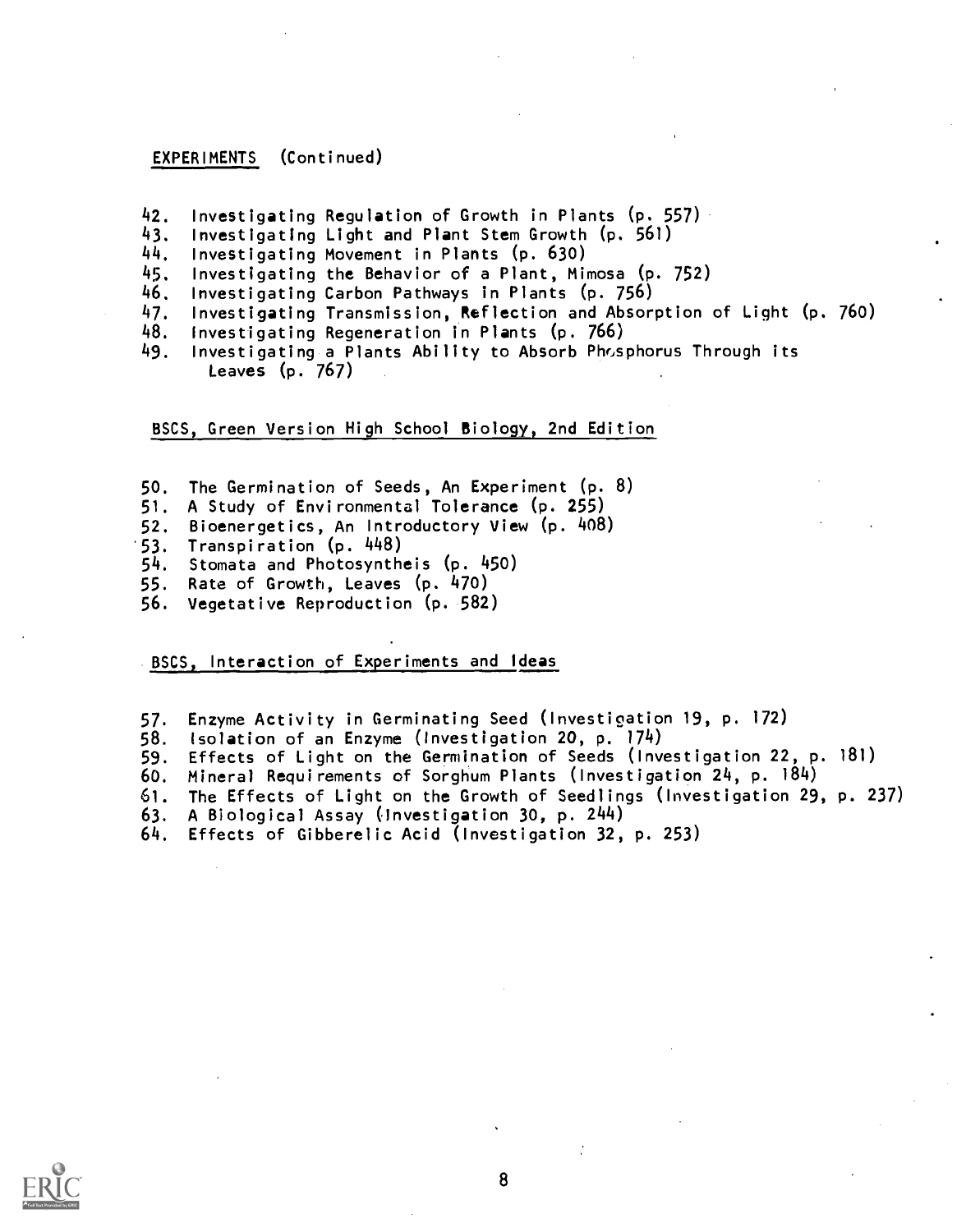EXPERIMENTS (Continued)

42. Investigating Regulation of Growth in Plants (p. 557)
43. Investigating Light and Plant Stem Growth (p. 561)
44. Investigating Movement in Plants (p. 630)
45. Investigating the Behavior of a Plant, Mimosa (p. 752)
46. Investigating Carbon Pathways in Plants (p. 756)
47. Investigating Transmission, Reflection and Absorption of Light (p. 760)
48. Investigating Regeneration in Plants (p. 766)
49. Investigating a Plants Ability to Absorb Phosphorus Through its Leaves (p. 767)

BSCS, Green Version High School Biology, 2nd Edition

50. The Germination of Seeds, An Experiment (p. 8)
51. A Study of Environmental Tolerance (p. 255)
52. Bioenergetics, An Introductory View (p. 408)
53. Transpiration (p. 448)
54. Stomata and Photosyntheis (p. 450)
55. Rate of Growth, Leaves (p. 470)
56. Vegetative Reproduction (p. 582)

BSCS, Interaction of Experiments and Ideas

57. Enzyme Activity in Germinating Seed (Investigation 19, p. 172)
58. Isolation of an Enzyme (Investigation 20, p. 174)
59. Effects of Light on the Germination of Seeds (Investigation 22, p. 181)
60. Mineral Requirements of Sorghum Plants (Investigation 24, p. 184)
61. The Effects of Light on the Growth of Seedlings (Investigation 29, p. 237)
63. A Biological Assay (Investigation 30, p. 244)
64. Effects of Gibberelic Acid (Investigation 32, p. 253)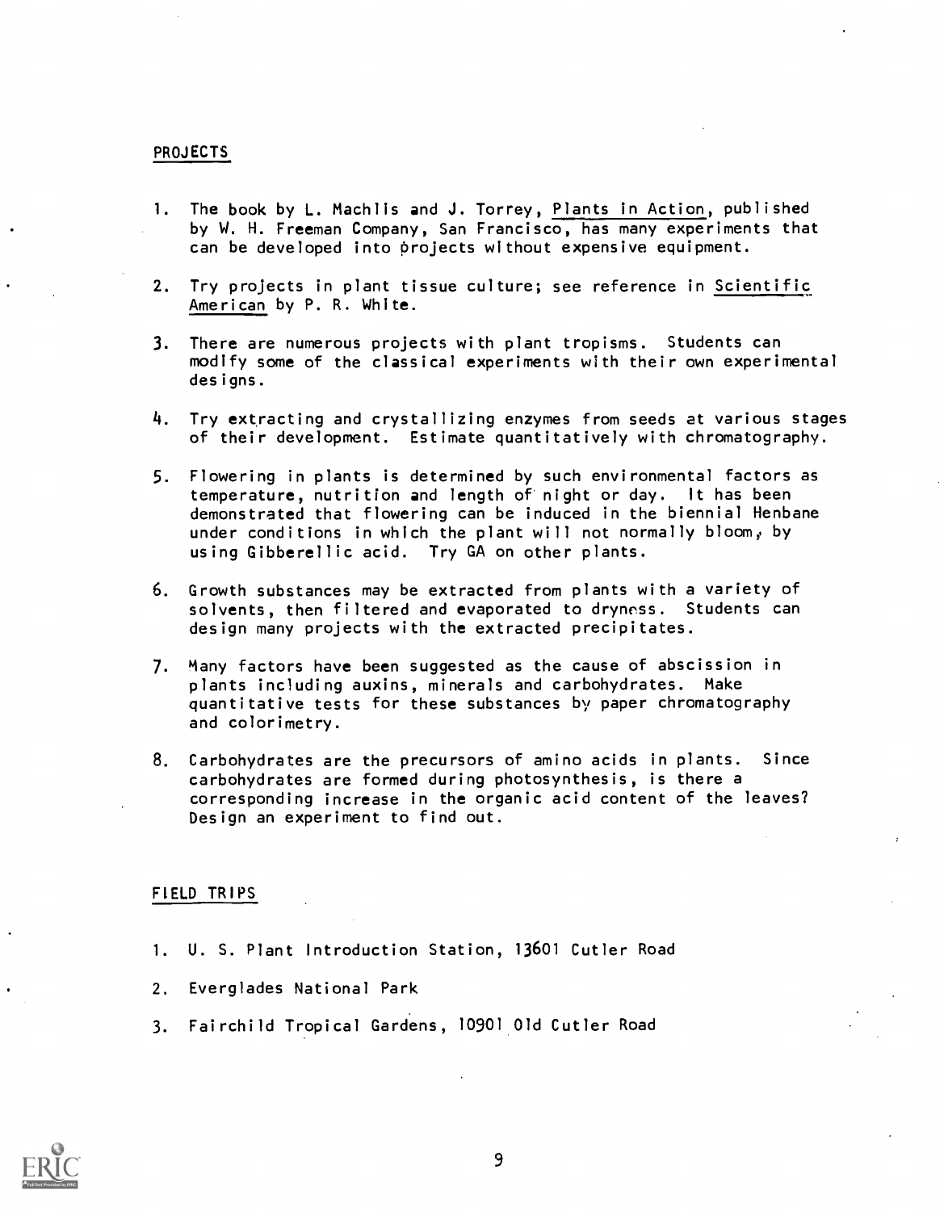## PROJECTS

1. The book by L. Machlis and J. Torrey, Plants in Action, published by W. H. Freeman Company, San Francisco, has many experiments that can be developed into projects without expensive equipment.

2. Try projects in plant tissue culture; see reference in Scientific American by P. R. White.

3. There are numerous projects with plant tropisms. Students can modify some of the classical experiments with their own experimental designs.

4. Try extracting and crystallizing enzymes from seeds at various stages of their development. Estimate quantitatively with chromatography.

5. Flowering in plants is determined by such environmental factors as temperature, nutrition and length of night or day. It has been demonstrated that flowering can be induced in the biennial Henbane under conditions in which the plant will not normally bloom, by using Gibberellic acid. Try GA on other plants.

6. Growth substances may be extracted from plants with a variety of solvents, then filtered and evaporated to dryness. Students can design many projects with the extracted precipitates.

7. Many factors have been suggested as the cause of abscission in plants including auxins, minerals and carbohydrates. Make quantitative tests for these substances by paper chromatography and colorimetry.

8. Carbohydrates are the precursors of amino acids in plants. Since carbohydrates are formed during photosynthesis, is there a corresponding increase in the organic acid content of the leaves? Design an experiment to find out.

## FIELD TRIPS

1. U. S. Plant Introduction Station, 13601 Cutler Road

2. Everglades National Park

3. Fairchild Tropical Gardens, 10901 Old Cutler Road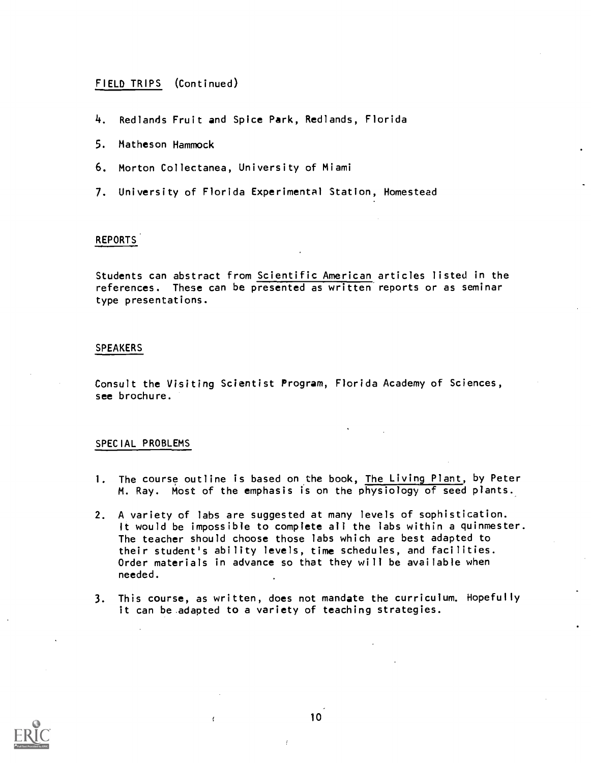## FIELD TRIPS (Continued)

4. Redlands Fruit and Spice Park, Redlands, Florida
5. Matheson Hammock
6. Morton Collectanea, University of Miami
7. University of Florida Experimental Station, Homestead

## REPORTS

Students can abstract from Scientific American articles listed in the references. These can be presented as written reports or as seminar type presentations.

## SPEAKERS

Consult the Visiting Scientist Program, Florida Academy of Sciences, see brochure.

## SPECIAL PROBLEMS

1. The course outline is based on the book, The Living Plant, by Peter M. Ray. Most of the emphasis is on the physiology of seed plants.
2. A variety of labs are suggested at many levels of sophistication. It would be impossible to complete all the labs within a quinmester. The teacher should choose those labs which are best adapted to their student's ability levels, time schedules, and facilities. Order materials in advance so that they will be available when needed.
3. This course, as written, does not mandate the curriculum. Hopefully it can be adapted to a variety of teaching strategies.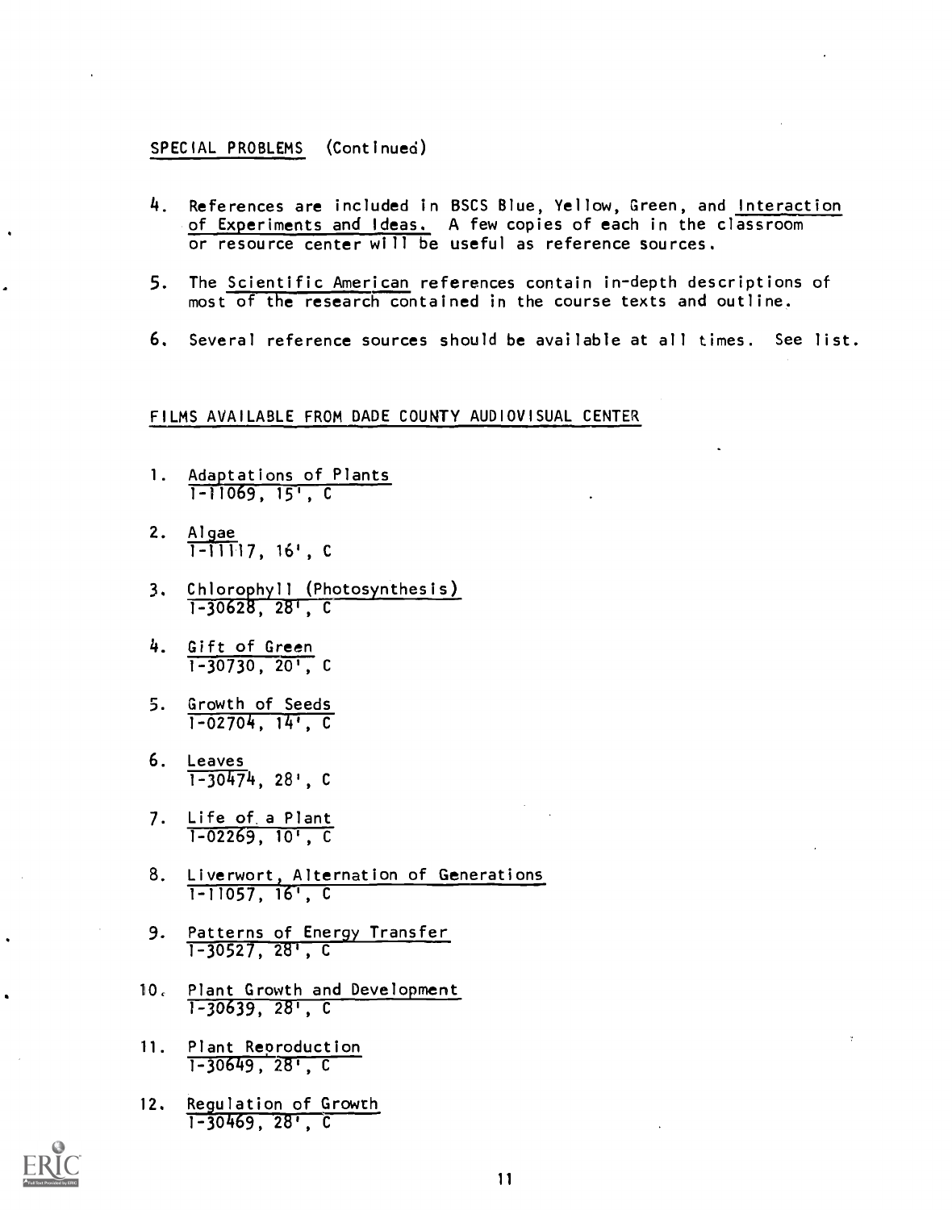SPECIAL PROBLEMS (Continued)

4. References are included in BSCS Blue, Yellow, Green, and Interaction of Experiments and Ideas. A few copies of each in the classroom or resource center will be useful as reference sources.

5. The Scientific American references contain in-depth descriptions of most of the research contained in the course texts and outline.

6. Several reference sources should be available at all times. See list.

FILMS AVAILABLE FROM DADE COUNTY AUDIOVISUAL CENTER

1. Adaptations of Plants
   1-11069, 15', C

2. Algae
   1-11117, 16', C

3. Chlorophyll (Photosynthesis)
   1-30628, 28', C

4. Gift of Green
   1-30730, 20', C

5. Growth of Seeds
   1-02704, 14', C

6. Leaves
   1-30474, 28', C

7. Life of a Plant
   1-02269, 10', C

8. Liverwort, Alternation of Generations
   1-11057, 16', C

9. Patterns of Energy Transfer
   1-30527, 28', C

10. Plant Growth and Development
    1-30639, 28', C

11. Plant Reproduction
    1-30649, 28', C

12. Regulation of Growth
    1-30469, 28', C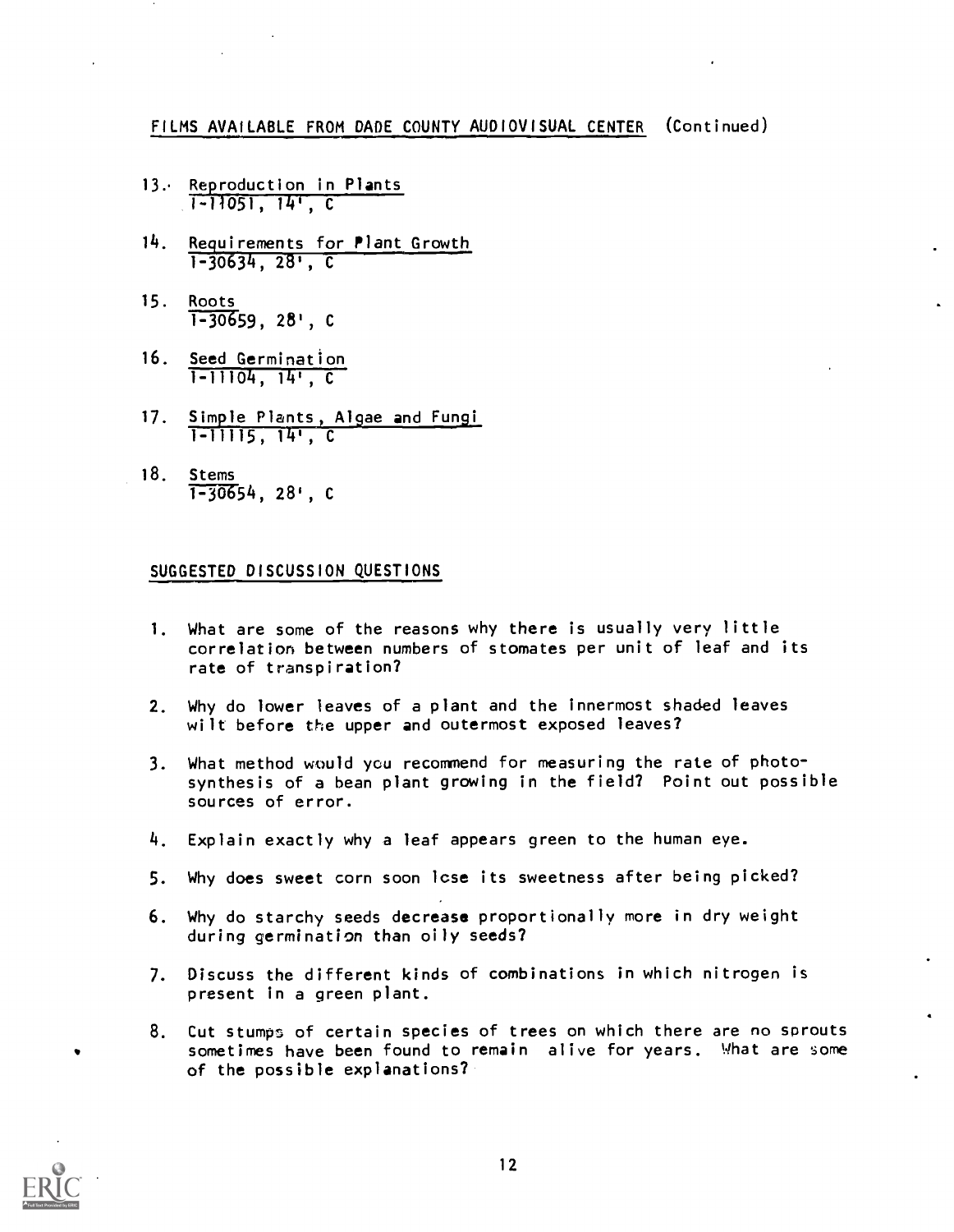## FILMS AVAILABLE FROM DADE COUNTY AUDIOVISUAL CENTER (Continued)

13. Reproduction in Plants
    1-11051, 14', C

14. Requirements for Plant Growth
    1-30634, 28', C

15. Roots
    1-30659, 28', C

16. Seed Germination
    1-11104, 14', C

17. Simple Plants, Algae and Fungi
    1-11115, 14', C

18. Stems
    1-30654, 28', C

## SUGGESTED DISCUSSION QUESTIONS

1. What are some of the reasons why there is usually very little correlation between numbers of stomates per unit of leaf and its rate of transpiration?

2. Why do lower leaves of a plant and the innermost shaded leaves wilt before the upper and outermost exposed leaves?

3. What method would you recommend for measuring the rate of photosynthesis of a bean plant growing in the field? Point out possible sources of error.

4. Explain exactly why a leaf appears green to the human eye.

5. Why does sweet corn soon lose its sweetness after being picked?

6. Why do starchy seeds decrease proportionally more in dry weight during germination than oily seeds?

7. Discuss the different kinds of combinations in which nitrogen is present in a green plant.

8. Cut stumps of certain species of trees on which there are no sprouts sometimes have been found to remain alive for years. What are some of the possible explanations?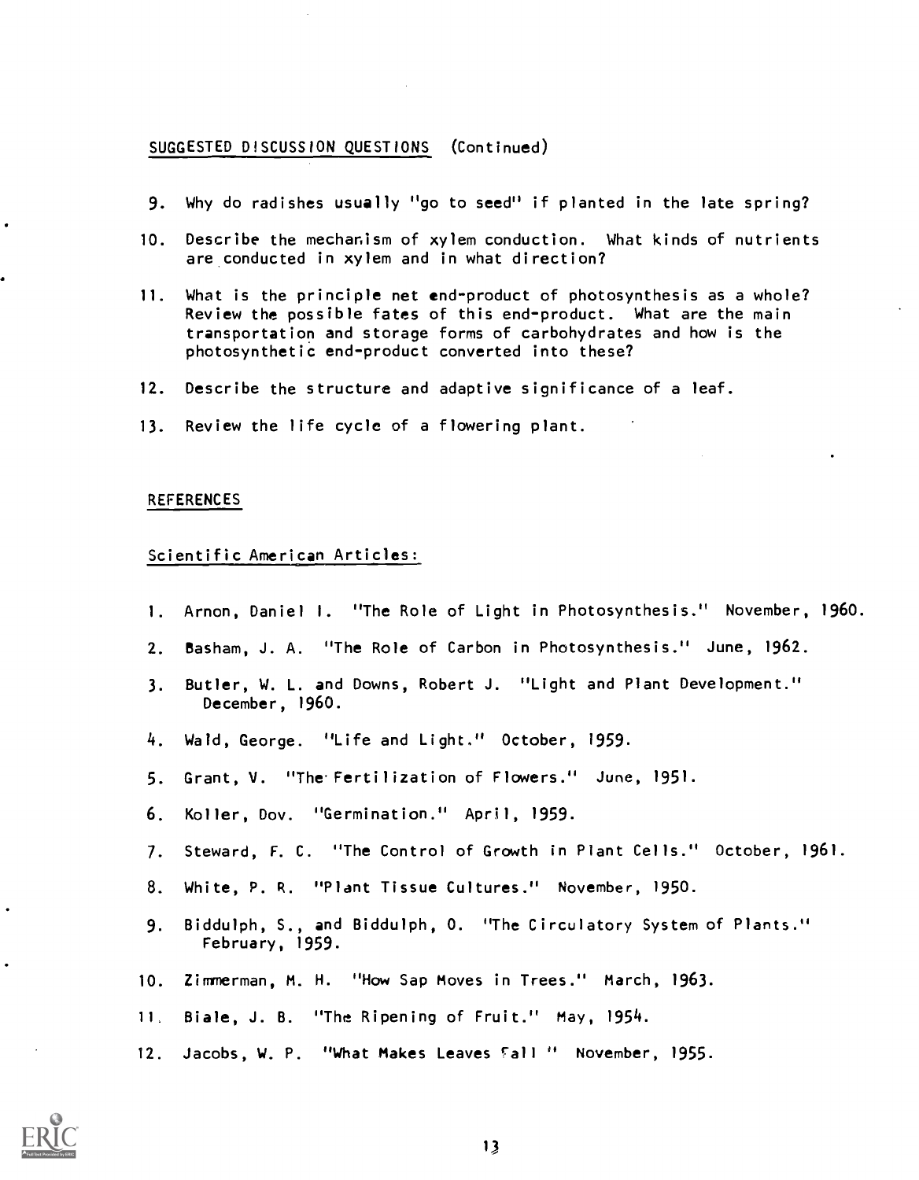SUGGESTED DISCUSSION QUESTIONS (Continued)

9. Why do radishes usually "go to seed" if planted in the late spring?

10. Describe the mechanism of xylem conduction. What kinds of nutrients are conducted in xylem and in what direction?

11. What is the principle net end-product of photosynthesis as a whole? Review the possible fates of this end-product. What are the main transportation and storage forms of carbohydrates and how is the photosynthetic end-product converted into these?

12. Describe the structure and adaptive significance of a leaf.

13. Review the life cycle of a flowering plant.

## REFERENCES

### Scientific American Articles:

1. Arnon, Daniel I. "The Role of Light in Photosynthesis." November, 1960.
2. Basham, J. A. "The Role of Carbon in Photosynthesis." June, 1962.
3. Butler, W. L. and Downs, Robert J. "Light and Plant Development." December, 1960.
4. Wald, George. "Life and Light." October, 1959.
5. Grant, V. "The Fertilization of Flowers." June, 1951.
6. Koller, Dov. "Germination." April, 1959.
7. Steward, F. C. "The Control of Growth in Plant Cells." October, 1961.
8. White, P. R. "Plant Tissue Cultures." November, 1950.
9. Biddulph, S., and Biddulph, O. "The Circulatory System of Plants." February, 1959.
10. Zimmerman, M. H. "How Sap Moves in Trees." March, 1963.
11. Biale, J. B. "The Ripening of Fruit." May, 1954.
12. Jacobs, W. P. "What Makes Leaves Fall" November, 1955.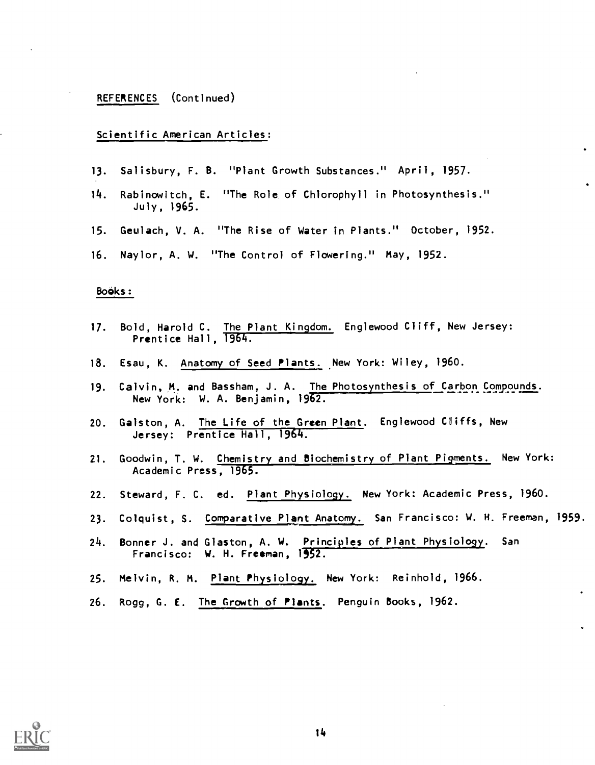REFERENCES (Continued)

Scientific American Articles:

13. Salisbury, F. B. "Plant Growth Substances." April, 1957.

14. Rabinowitch, E. "The Role of Chlorophyll in Photosynthesis." July, 1965.

15. Geulach, V. A. "The Rise of Water in Plants." October, 1952.

16. Naylor, A. W. "The Control of Flowering." May, 1952.

Books:

17. Bold, Harold C. The Plant Kingdom. Englewood Cliff, New Jersey: Prentice Hall, 1964.

18. Esau, K. Anatomy of Seed Plants. New York: Wiley, 1960.

19. Calvin, M. and Bassham, J. A. The Photosynthesis of Carbon Compounds. New York: W. A. Benjamin, 1962.

20. Galston, A. The Life of the Green Plant. Englewood Cliffs, New Jersey: Prentice Hall, 1964.

21. Goodwin, T. W. Chemistry and Biochemistry of Plant Pigments. New York: Academic Press, 1965.

22. Steward, F. C. ed. Plant Physiology. New York: Academic Press, 1960.

23. Colquist, S. Comparative Plant Anatomy. San Francisco: W. H. Freeman, 1959.

24. Bonner J. and Glaston, A. W. Principles of Plant Physiology. San Francisco: W. H. Freeman, 1952.

25. Melvin, R. M. Plant Physiology. New York: Reinhold, 1966.

26. Rogg, G. E. The Growth of Plants. Penguin Books, 1962.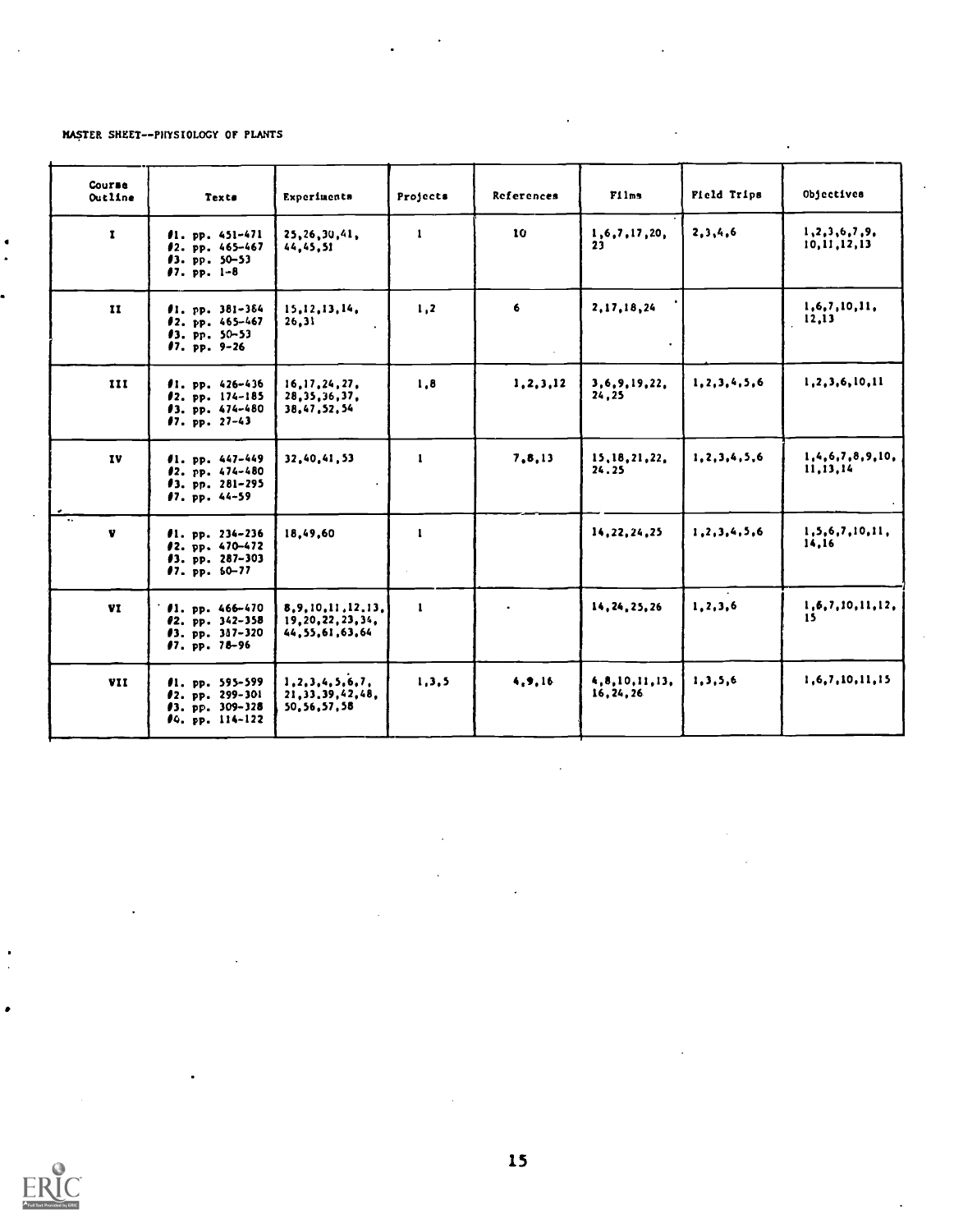MASTER SHEET--PHYSIOLOGY OF PLANTS

| Course Outline | Texts | Experiments | Projects | References | Films | Field Trips | Objectives |
|---|---|---|---|---|---|---|---|
| I | #1. pp. 451-471<br>#2. pp. 465-467<br>#3. pp. 50-53<br>#7. pp. 1-8 | 25,26,30,41,<br>44,45,51 | 1 | 10 | 1,6,7,17,20,<br>23 | 2,3,4,6 | 1,2,3,6,7,9,<br>10,11,12,13 |
| II | #1. pp. 381-384<br>#2. pp. 465-467<br>#3. pp. 50-53<br>#7. pp. 9-26 | 15,12,13,14,<br>26,31 | 1,2 | 6 | 2,17,18,24 | | 1,6,7,10,11,<br>12,13 |
| III | #1. pp. 426-436<br>#2. pp. 174-185<br>#3. pp. 474-480<br>#7. pp. 27-43 | 16,17,24,27,<br>28,35,36,37,<br>38,47,52,54 | 1,8 | 1,2,3,12 | 3,6,9,19,22,<br>24,25 | 1,2,3,4,5,6 | 1,2,3,6,10,11 |
| IV | #1. pp. 447-449<br>#2. pp. 474-480<br>#3. pp. 281-295<br>#7. pp. 44-59 | 32,40,41,53 | 1 | 7,8,13 | 15,18,21,22,<br>24.25 | 1,2,3,4,5,6 | 1,4,6,7,8,9,10,<br>11,13,14 |
| V | #1. pp. 234-236<br>#2. pp. 470-472<br>#3. pp. 287-303<br>#7. pp. 60-77 | 18,49,60 | 1 | | 14,22,24,25 | 1,2,3,4,5,6 | 1,5,6,7,10,11,<br>14,16 |
| VI | #1. pp. 466-470<br>#2. pp. 342-358<br>#3. pp. 317-320<br>#7. pp. 78-96 | 8,9,10,11,12,13,<br>19,20,22,23,34,<br>44,55,61,63,64 | 1 | | 14,24,25,26 | 1,2,3,6 | 1,6,7,10,11,12,<br>15 |
| VII | #1. pp. 595-599<br>#2. pp. 299-301<br>#3. pp. 309-328<br>#0. pp. 114-122 | 1,2,3,4,5,6,7,<br>21,33.39,42,48,<br>50,56,57,58 | 1,3,5 | 4,9,16 | 4,8,10,11,13,<br>16,24,26 | 1,3,5,6 | 1,6,7,10,11,15 |